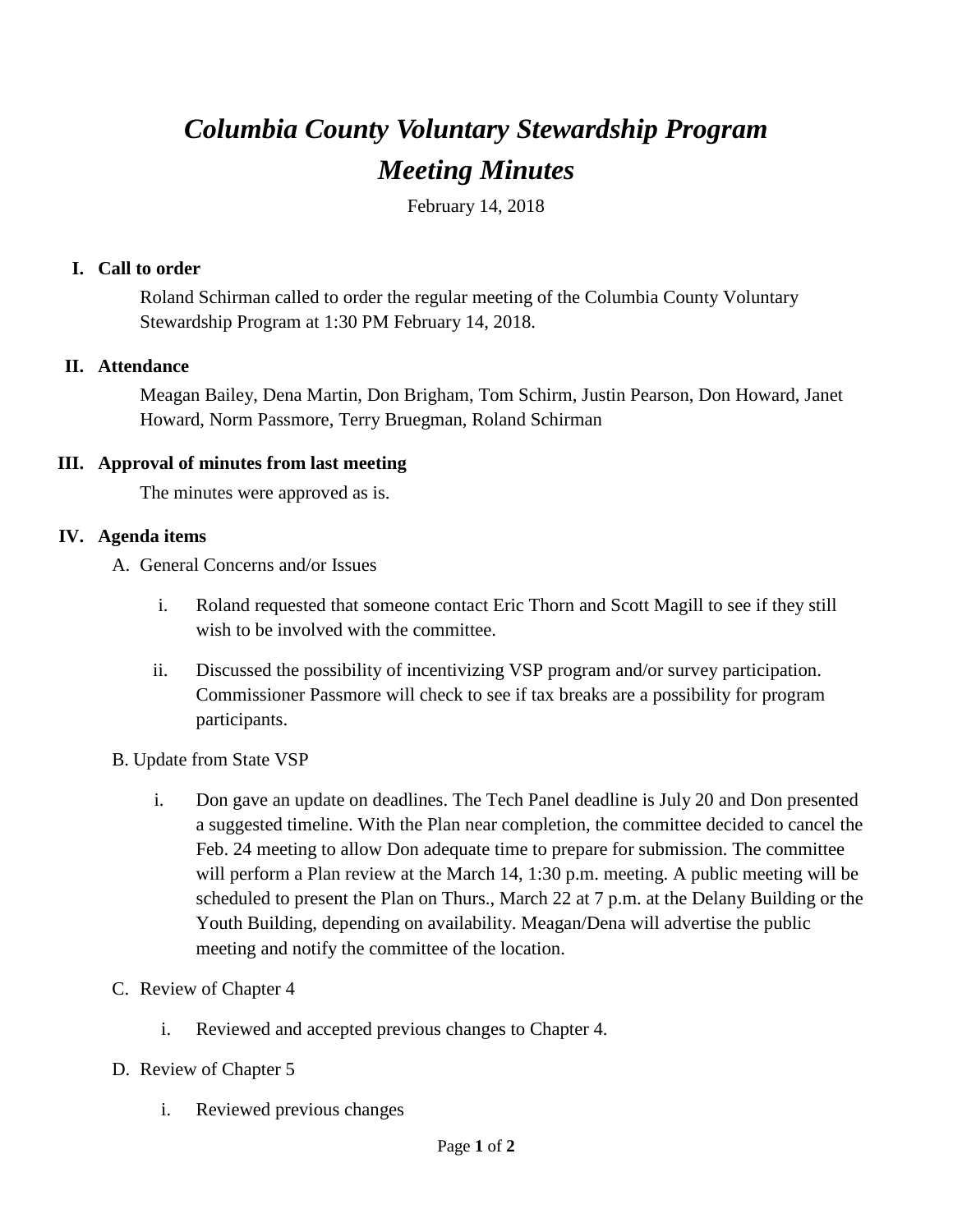# *Columbia County Voluntary Stewardship Program*
# *Meeting Minutes*

February 14, 2018

## I. Call to order

Roland Schirman called to order the regular meeting of the Columbia County Voluntary Stewardship Program at 1:30 PM February 14, 2018.

## II. Attendance

Meagan Bailey, Dena Martin, Don Brigham, Tom Schirm, Justin Pearson, Don Howard, Janet Howard, Norm Passmore, Terry Bruegman, Roland Schirman

## III. Approval of minutes from last meeting

The minutes were approved as is.

## IV. Agenda items

A. General Concerns and/or Issues

i. Roland requested that someone contact Eric Thorn and Scott Magill to see if they still wish to be involved with the committee.

ii. Discussed the possibility of incentivizing VSP program and/or survey participation. Commissioner Passmore will check to see if tax breaks are a possibility for program participants.

B. Update from State VSP

i. Don gave an update on deadlines. The Tech Panel deadline is July 20 and Don presented a suggested timeline. With the Plan near completion, the committee decided to cancel the Feb. 24 meeting to allow Don adequate time to prepare for submission. The committee will perform a Plan review at the March 14, 1:30 p.m. meeting. A public meeting will be scheduled to present the Plan on Thurs., March 22 at 7 p.m. at the Delany Building or the Youth Building, depending on availability. Meagan/Dena will advertise the public meeting and notify the committee of the location.

C. Review of Chapter 4

i. Reviewed and accepted previous changes to Chapter 4.

D. Review of Chapter 5

i. Reviewed previous changes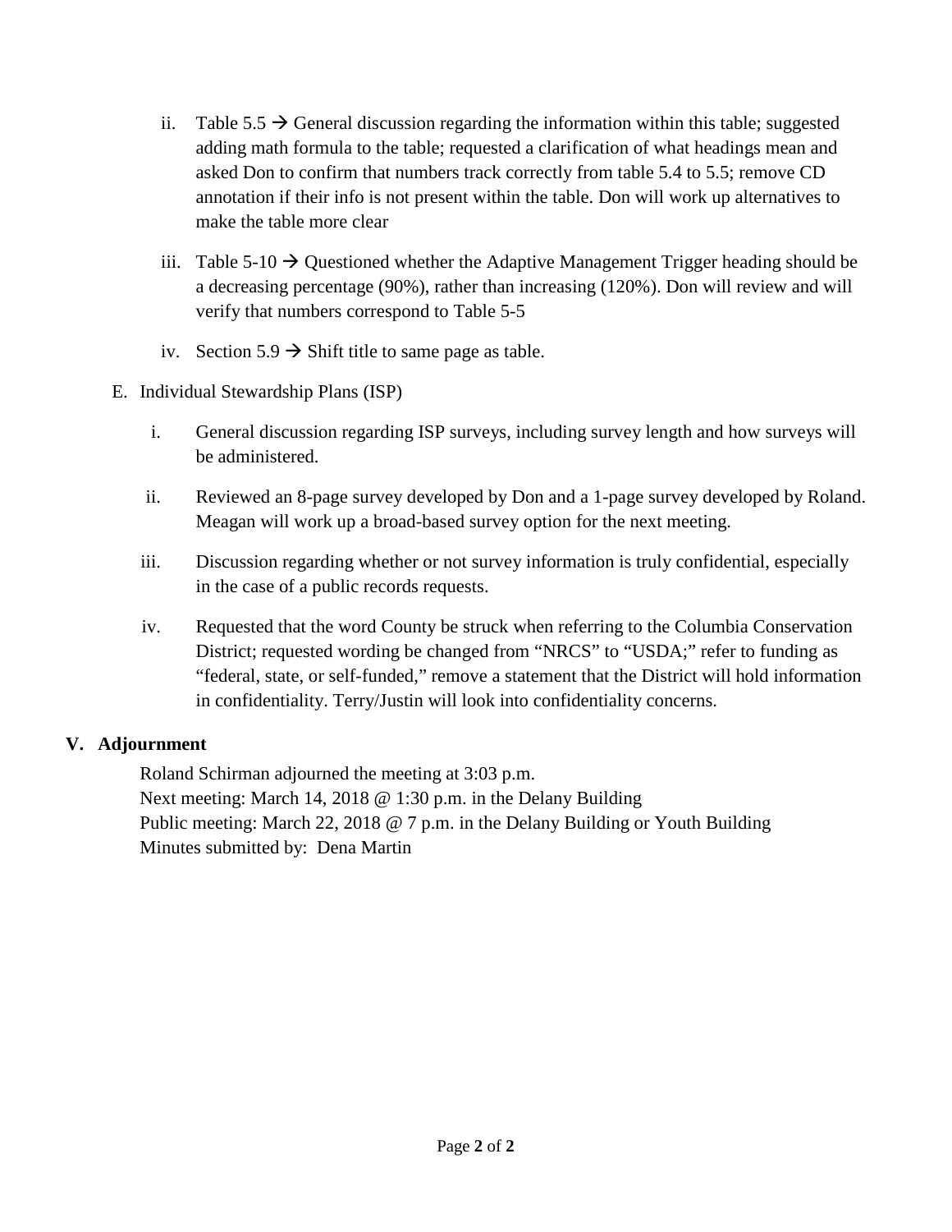ii. Table 5.5 → General discussion regarding the information within this table; suggested adding math formula to the table; requested a clarification of what headings mean and asked Don to confirm that numbers track correctly from table 5.4 to 5.5; remove CD annotation if their info is not present within the table. Don will work up alternatives to make the table more clear

iii. Table 5-10 → Questioned whether the Adaptive Management Trigger heading should be a decreasing percentage (90%), rather than increasing (120%). Don will review and will verify that numbers correspond to Table 5-5

iv. Section 5.9 → Shift title to same page as table.

E. Individual Stewardship Plans (ISP)

i. General discussion regarding ISP surveys, including survey length and how surveys will be administered.

ii. Reviewed an 8-page survey developed by Don and a 1-page survey developed by Roland. Meagan will work up a broad-based survey option for the next meeting.

iii. Discussion regarding whether or not survey information is truly confidential, especially in the case of a public records requests.

iv. Requested that the word County be struck when referring to the Columbia Conservation District; requested wording be changed from "NRCS" to "USDA;" refer to funding as "federal, state, or self-funded," remove a statement that the District will hold information in confidentiality. Terry/Justin will look into confidentiality concerns.

## V. Adjournment

Roland Schirman adjourned the meeting at 3:03 p.m.
Next meeting: March 14, 2018 @ 1:30 p.m. in the Delany Building
Public meeting: March 22, 2018 @ 7 p.m. in the Delany Building or Youth Building
Minutes submitted by: Dena Martin